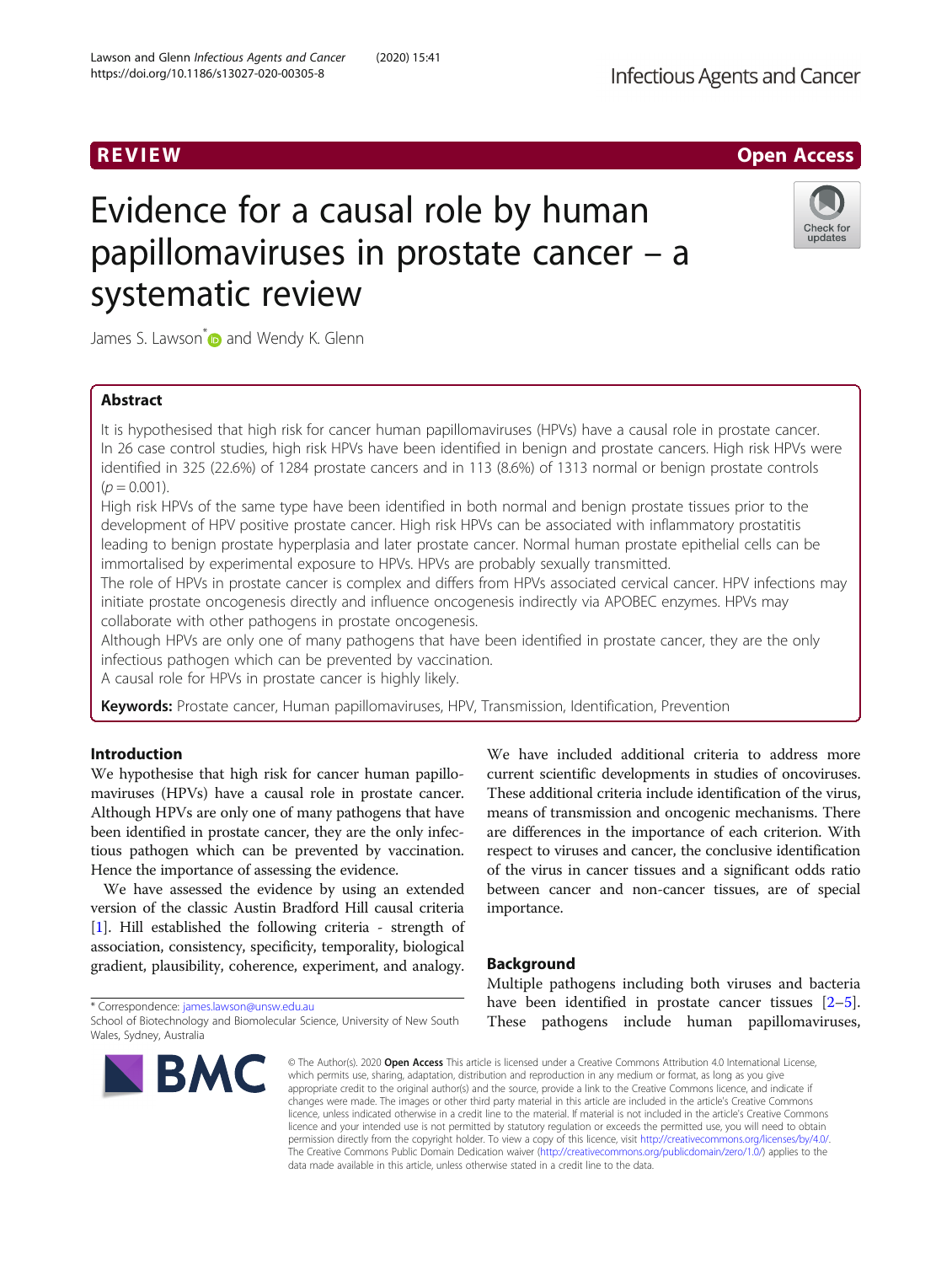REVIEW

Open Access

# Evidence for a causal role by human papillomaviruses in prostate cancer – a systematic review

James S. Lawson* and Wendy K. Glenn

## Abstract

It is hypothesised that high risk for cancer human papillomaviruses (HPVs) have a causal role in prostate cancer. In 26 case control studies, high risk HPVs have been identified in benign and prostate cancers. High risk HPVs were identified in 325 (22.6%) of 1284 prostate cancers and in 113 (8.6%) of 1313 normal or benign prostate controls ($p = 0.001$).

High risk HPVs of the same type have been identified in both normal and benign prostate tissues prior to the development of HPV positive prostate cancer. High risk HPVs can be associated with inflammatory prostatitis leading to benign prostate hyperplasia and later prostate cancer. Normal human prostate epithelial cells can be immortalised by experimental exposure to HPVs. HPVs are probably sexually transmitted.

The role of HPVs in prostate cancer is complex and differs from HPVs associated cervical cancer. HPV infections may initiate prostate oncogenesis directly and influence oncogenesis indirectly via APOBEC enzymes. HPVs may collaborate with other pathogens in prostate oncogenesis.

Although HPVs are only one of many pathogens that have been identified in prostate cancer, they are the only infectious pathogen which can be prevented by vaccination.

A causal role for HPVs in prostate cancer is highly likely.

**Keywords:** Prostate cancer, Human papillomaviruses, HPV, Transmission, Identification, Prevention

## Introduction

We hypothesise that high risk for cancer human papillomaviruses (HPVs) have a causal role in prostate cancer. Although HPVs are only one of many pathogens that have been identified in prostate cancer, they are the only infectious pathogen which can be prevented by vaccination. Hence the importance of assessing the evidence.

We have assessed the evidence by using an extended version of the classic Austin Bradford Hill causal criteria [1]. Hill established the following criteria - strength of association, consistency, specificity, temporality, biological gradient, plausibility, coherence, experiment, and analogy. We have included additional criteria to address more current scientific developments in studies of oncoviruses. These additional criteria include identification of the virus, means of transmission and oncogenic mechanisms. There are differences in the importance of each criterion. With respect to viruses and cancer, the conclusive identification of the virus in cancer tissues and a significant odds ratio between cancer and non-cancer tissues, are of special importance.

## Background

Multiple pathogens including both viruses and bacteria have been identified in prostate cancer tissues [2–5]. These pathogens include human papillomaviruses,

* Correspondence: james.lawson@unsw.edu.au
School of Biotechnology and Biomolecular Science, University of New South Wales, Sydney, Australia

© The Author(s). 2020 **Open Access** This article is licensed under a Creative Commons Attribution 4.0 International License, which permits use, sharing, adaptation, distribution and reproduction in any medium or format, as long as you give appropriate credit to the original author(s) and the source, provide a link to the Creative Commons licence, and indicate if changes were made. The images or other third party material in this article are included in the article's Creative Commons licence, unless indicated otherwise in a credit line to the material. If material is not included in the article's Creative Commons licence and your intended use is not permitted by statutory regulation or exceeds the permitted use, you will need to obtain permission directly from the copyright holder. To view a copy of this licence, visit http://creativecommons.org/licenses/by/4.0/. The Creative Commons Public Domain Dedication waiver (http://creativecommons.org/publicdomain/zero/1.0/) applies to the data made available in this article, unless otherwise stated in a credit line to the data.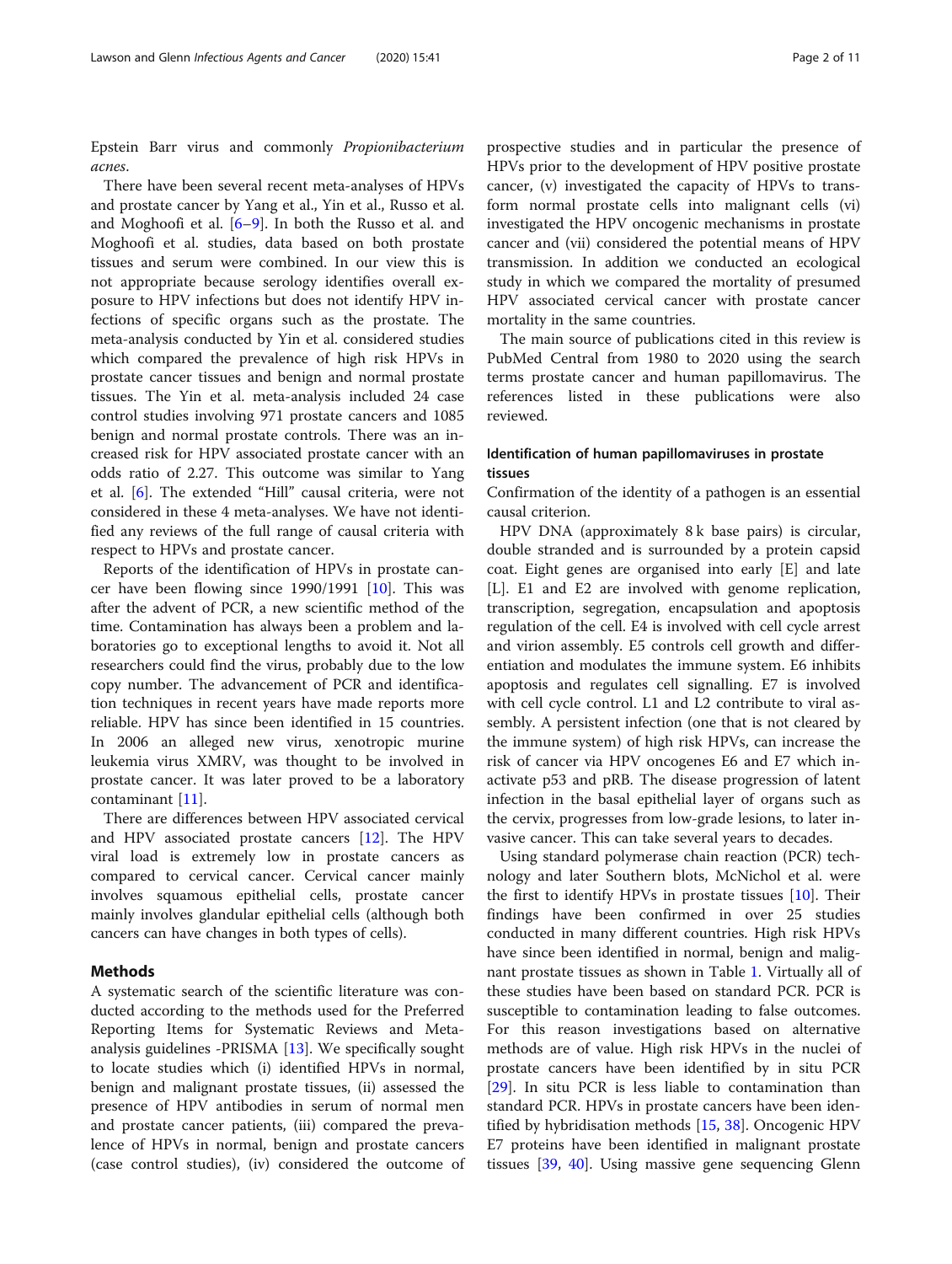Epstein Barr virus and commonly *Propionibacterium acnes*.

There have been several recent meta-analyses of HPVs and prostate cancer by Yang et al., Yin et al., Russo et al. and Moghoofi et al. [6–9]. In both the Russo et al. and Moghoofi et al. studies, data based on both prostate tissues and serum were combined. In our view this is not appropriate because serology identifies overall exposure to HPV infections but does not identify HPV infections of specific organs such as the prostate. The meta-analysis conducted by Yin et al. considered studies which compared the prevalence of high risk HPVs in prostate cancer tissues and benign and normal prostate tissues. The Yin et al. meta-analysis included 24 case control studies involving 971 prostate cancers and 1085 benign and normal prostate controls. There was an increased risk for HPV associated prostate cancer with an odds ratio of 2.27. This outcome was similar to Yang et al. [6]. The extended "Hill" causal criteria, were not considered in these 4 meta-analyses. We have not identified any reviews of the full range of causal criteria with respect to HPVs and prostate cancer.

Reports of the identification of HPVs in prostate cancer have been flowing since 1990/1991 [10]. This was after the advent of PCR, a new scientific method of the time. Contamination has always been a problem and laboratories go to exceptional lengths to avoid it. Not all researchers could find the virus, probably due to the low copy number. The advancement of PCR and identification techniques in recent years have made reports more reliable. HPV has since been identified in 15 countries. In 2006 an alleged new virus, xenotropic murine leukemia virus XMRV, was thought to be involved in prostate cancer. It was later proved to be a laboratory contaminant [11].

There are differences between HPV associated cervical and HPV associated prostate cancers [12]. The HPV viral load is extremely low in prostate cancers as compared to cervical cancer. Cervical cancer mainly involves squamous epithelial cells, prostate cancer mainly involves glandular epithelial cells (although both cancers can have changes in both types of cells).

## Methods

A systematic search of the scientific literature was conducted according to the methods used for the Preferred Reporting Items for Systematic Reviews and Meta-analysis guidelines -PRISMA [13]. We specifically sought to locate studies which (i) identified HPVs in normal, benign and malignant prostate tissues, (ii) assessed the presence of HPV antibodies in serum of normal men and prostate cancer patients, (iii) compared the prevalence of HPVs in normal, benign and prostate cancers (case control studies), (iv) considered the outcome of prospective studies and in particular the presence of HPVs prior to the development of HPV positive prostate cancer, (v) investigated the capacity of HPVs to transform normal prostate cells into malignant cells (vi) investigated the HPV oncogenic mechanisms in prostate cancer and (vii) considered the potential means of HPV transmission. In addition we conducted an ecological study in which we compared the mortality of presumed HPV associated cervical cancer with prostate cancer mortality in the same countries.

The main source of publications cited in this review is PubMed Central from 1980 to 2020 using the search terms prostate cancer and human papillomavirus. The references listed in these publications were also reviewed.

### Identification of human papillomaviruses in prostate tissues

Confirmation of the identity of a pathogen is an essential causal criterion.

HPV DNA (approximately 8 k base pairs) is circular, double stranded and is surrounded by a protein capsid coat. Eight genes are organised into early [E] and late [L]. E1 and E2 are involved with genome replication, transcription, segregation, encapsulation and apoptosis regulation of the cell. E4 is involved with cell cycle arrest and virion assembly. E5 controls cell growth and differentiation and modulates the immune system. E6 inhibits apoptosis and regulates cell signalling. E7 is involved with cell cycle control. L1 and L2 contribute to viral assembly. A persistent infection (one that is not cleared by the immune system) of high risk HPVs, can increase the risk of cancer via HPV oncogenes E6 and E7 which inactivate p53 and pRB. The disease progression of latent infection in the basal epithelial layer of organs such as the cervix, progresses from low-grade lesions, to later invasive cancer. This can take several years to decades.

Using standard polymerase chain reaction (PCR) technology and later Southern blots, McNichol et al. were the first to identify HPVs in prostate tissues [10]. Their findings have been confirmed in over 25 studies conducted in many different countries. High risk HPVs have since been identified in normal, benign and malignant prostate tissues as shown in Table 1. Virtually all of these studies have been based on standard PCR. PCR is susceptible to contamination leading to false outcomes. For this reason investigations based on alternative methods are of value. High risk HPVs in the nuclei of prostate cancers have been identified by in situ PCR [29]. In situ PCR is less liable to contamination than standard PCR. HPVs in prostate cancers have been identified by hybridisation methods [15, 38]. Oncogenic HPV E7 proteins have been identified in malignant prostate tissues [39, 40]. Using massive gene sequencing Glenn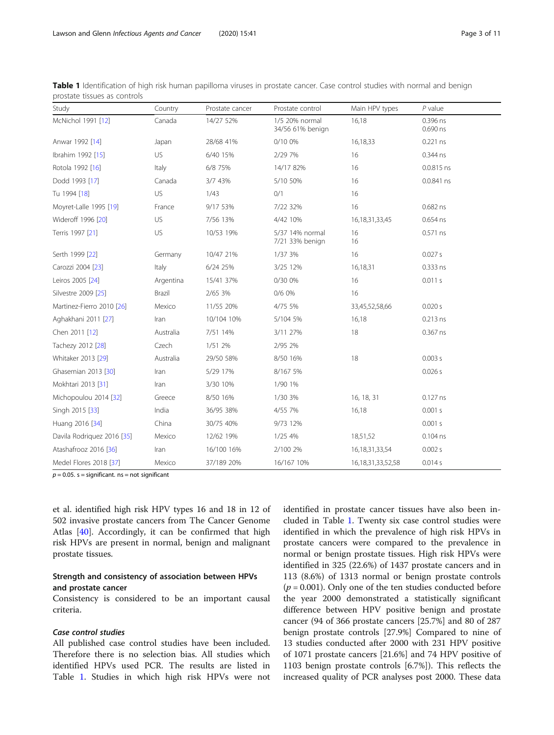**Table 1** Identification of high risk human papilloma viruses in prostate cancer. Case control studies with normal and benign prostate tissues as controls

| Study | Country | Prostate cancer | Prostate control | Main HPV types | P value |
|---|---|---|---|---|---|
| McNichol 1991 [12] | Canada | 14/27 52% | 1/5 20% normal<br>34/56 61% benign | 16,18 | 0.396 ns<br>0.690 ns |
| Anwar 1992 [14] | Japan | 28/68 41% | 0/10 0% | 16,18,33 | 0.221 ns |
| Ibrahim 1992 [15] | US | 6/40 15% | 2/29 7% | 16 | 0.344 ns |
| Rotola 1992 [16] | Italy | 6/8 75% | 14/17 82% | 16 | 0.0.815 ns |
| Dodd 1993 [17] | Canada | 3/7 43% | 5/10 50% | 16 | 0.0.841 ns |
| Tu 1994 [18] | US | 1/43 | 0/1 | 16 | |
| Moyret-Lalle 1995 [19] | France | 9/17 53% | 7/22 32% | 16 | 0.682 ns |
| Wideroff 1996 [20] | US | 7/56 13% | 4/42 10% | 16,18,31,33,45 | 0.654 ns |
| Terris 1997 [21] | US | 10/53 19% | 5/37 14% normal<br>7/21 33% benign | 16<br>16 | 0.571 ns |
| Serth 1999 [22] | Germany | 10/47 21% | 1/37 3% | 16 | 0.027 s |
| Carozzi 2004 [23] | Italy | 6/24 25% | 3/25 12% | 16,18,31 | 0.333 ns |
| Leiros 2005 [24] | Argentina | 15/41 37% | 0/30 0% | 16 | 0.011 s |
| Silvestre 2009 [25] | Brazil | 2/65 3% | 0/6 0% | 16 | |
| Martinez-Fierro 2010 [26] | Mexico | 11/55 20% | 4/75 5% | 33,45,52,58,66 | 0.020 s |
| Aghakhani 2011 [27] | Iran | 10/104 10% | 5/104 5% | 16,18 | 0.213 ns |
| Chen 2011 [12] | Australia | 7/51 14% | 3/11 27% | 18 | 0.367 ns |
| Tachezy 2012 [28] | Czech | 1/51 2% | 2/95 2% | | |
| Whitaker 2013 [29] | Australia | 29/50 58% | 8/50 16% | 18 | 0.003 s |
| Ghasemian 2013 [30] | Iran | 5/29 17% | 8/167 5% | | 0.026 s |
| Mokhtari 2013 [31] | Iran | 3/30 10% | 1/90 1% | | |
| Michopoulou 2014 [32] | Greece | 8/50 16% | 1/30 3% | 16, 18, 31 | 0.127 ns |
| Singh 2015 [33] | India | 36/95 38% | 4/55 7% | 16,18 | 0.001 s |
| Huang 2016 [34] | China | 30/75 40% | 9/73 12% | | 0.001 s |
| Davila Rodriquez 2016 [35] | Mexico | 12/62 19% | 1/25 4% | 18,51,52 | 0.104 ns |
| Atashafrooz 2016 [36] | Iran | 16/100 16% | 2/100 2% | 16,18,31,33,54 | 0.002 s |
| Medel Flores 2018 [37] | Mexico | 37/189 20% | 16/167 10% | 16,18,31,33,52,58 | 0.014 s |

$p = 0.05$. s = significant. ns = not significant

et al. identified high risk HPV types 16 and 18 in 12 of 502 invasive prostate cancers from The Cancer Genome Atlas [40]. Accordingly, it can be confirmed that high risk HPVs are present in normal, benign and malignant prostate tissues.

## Strength and consistency of association between HPVs and prostate cancer

Consistency is considered to be an important causal criteria.

### *Case control studies*

All published case control studies have been included. Therefore there is no selection bias. All studies which identified HPVs used PCR. The results are listed in Table 1. Studies in which high risk HPVs were not identified in prostate cancer tissues have also been included in Table 1. Twenty six case control studies were identified in which the prevalence of high risk HPVs in prostate cancers were compared to the prevalence in normal or benign prostate tissues. High risk HPVs were identified in 325 (22.6%) of 1437 prostate cancers and in 113 (8.6%) of 1313 normal or benign prostate controls ($p = 0.001$). Only one of the ten studies conducted before the year 2000 demonstrated a statistically significant difference between HPV positive benign and prostate cancer (94 of 366 prostate cancers [25.7%] and 80 of 287 benign prostate controls [27.9%] Compared to nine of 13 studies conducted after 2000 with 231 HPV positive of 1071 prostate cancers [21.6%] and 74 HPV positive of 1103 benign prostate controls [6.7%]). This reflects the increased quality of PCR analyses post 2000. These data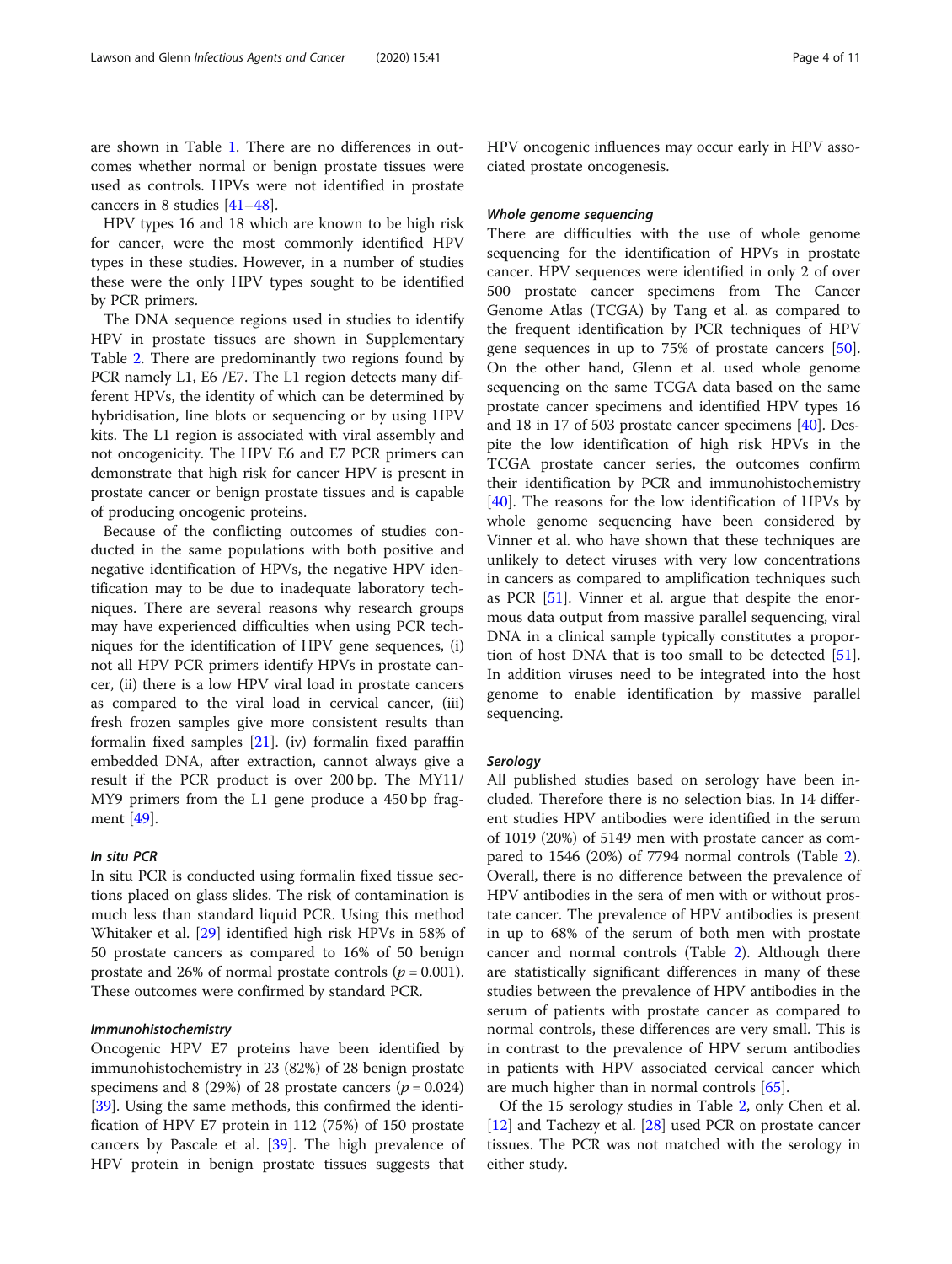are shown in Table 1. There are no differences in outcomes whether normal or benign prostate tissues were used as controls. HPVs were not identified in prostate cancers in 8 studies [41–48].

HPV types 16 and 18 which are known to be high risk for cancer, were the most commonly identified HPV types in these studies. However, in a number of studies these were the only HPV types sought to be identified by PCR primers.

The DNA sequence regions used in studies to identify HPV in prostate tissues are shown in Supplementary Table 2. There are predominantly two regions found by PCR namely L1, E6 /E7. The L1 region detects many different HPVs, the identity of which can be determined by hybridisation, line blots or sequencing or by using HPV kits. The L1 region is associated with viral assembly and not oncogenicity. The HPV E6 and E7 PCR primers can demonstrate that high risk for cancer HPV is present in prostate cancer or benign prostate tissues and is capable of producing oncogenic proteins.

Because of the conflicting outcomes of studies conducted in the same populations with both positive and negative identification of HPVs, the negative HPV identification may to be due to inadequate laboratory techniques. There are several reasons why research groups may have experienced difficulties when using PCR techniques for the identification of HPV gene sequences, (i) not all HPV PCR primers identify HPVs in prostate cancer, (ii) there is a low HPV viral load in prostate cancers as compared to the viral load in cervical cancer, (iii) fresh frozen samples give more consistent results than formalin fixed samples [21]. (iv) formalin fixed paraffin embedded DNA, after extraction, cannot always give a result if the PCR product is over 200 bp. The MY11/MY9 primers from the L1 gene produce a 450 bp fragment [49].

### In situ PCR

In situ PCR is conducted using formalin fixed tissue sections placed on glass slides. The risk of contamination is much less than standard liquid PCR. Using this method Whitaker et al. [29] identified high risk HPVs in 58% of 50 prostate cancers as compared to 16% of 50 benign prostate and 26% of normal prostate controls ($p = 0.001$). These outcomes were confirmed by standard PCR.

### Immunohistochemistry

Oncogenic HPV E7 proteins have been identified by immunohistochemistry in 23 (82%) of 28 benign prostate specimens and 8 (29%) of 28 prostate cancers ($p = 0.024$) [39]. Using the same methods, this confirmed the identification of HPV E7 protein in 112 (75%) of 150 prostate cancers by Pascale et al. [39]. The high prevalence of HPV protein in benign prostate tissues suggests that HPV oncogenic influences may occur early in HPV associated prostate oncogenesis.

### Whole genome sequencing

There are difficulties with the use of whole genome sequencing for the identification of HPVs in prostate cancer. HPV sequences were identified in only 2 of over 500 prostate cancer specimens from The Cancer Genome Atlas (TCGA) by Tang et al. as compared to the frequent identification by PCR techniques of HPV gene sequences in up to 75% of prostate cancers [50]. On the other hand, Glenn et al. used whole genome sequencing on the same TCGA data based on the same prostate cancer specimens and identified HPV types 16 and 18 in 17 of 503 prostate cancer specimens [40]. Despite the low identification of high risk HPVs in the TCGA prostate cancer series, the outcomes confirm their identification by PCR and immunohistochemistry [40]. The reasons for the low identification of HPVs by whole genome sequencing have been considered by Vinner et al. who have shown that these techniques are unlikely to detect viruses with very low concentrations in cancers as compared to amplification techniques such as PCR [51]. Vinner et al. argue that despite the enormous data output from massive parallel sequencing, viral DNA in a clinical sample typically constitutes a proportion of host DNA that is too small to be detected [51]. In addition viruses need to be integrated into the host genome to enable identification by massive parallel sequencing.

### Serology

All published studies based on serology have been included. Therefore there is no selection bias. In 14 different studies HPV antibodies were identified in the serum of 1019 (20%) of 5149 men with prostate cancer as compared to 1546 (20%) of 7794 normal controls (Table 2). Overall, there is no difference between the prevalence of HPV antibodies in the sera of men with or without prostate cancer. The prevalence of HPV antibodies is present in up to 68% of the serum of both men with prostate cancer and normal controls (Table 2). Although there are statistically significant differences in many of these studies between the prevalence of HPV antibodies in the serum of patients with prostate cancer as compared to normal controls, these differences are very small. This is in contrast to the prevalence of HPV serum antibodies in patients with HPV associated cervical cancer which are much higher than in normal controls [65].

Of the 15 serology studies in Table 2, only Chen et al. [12] and Tachezy et al. [28] used PCR on prostate cancer tissues. The PCR was not matched with the serology in either study.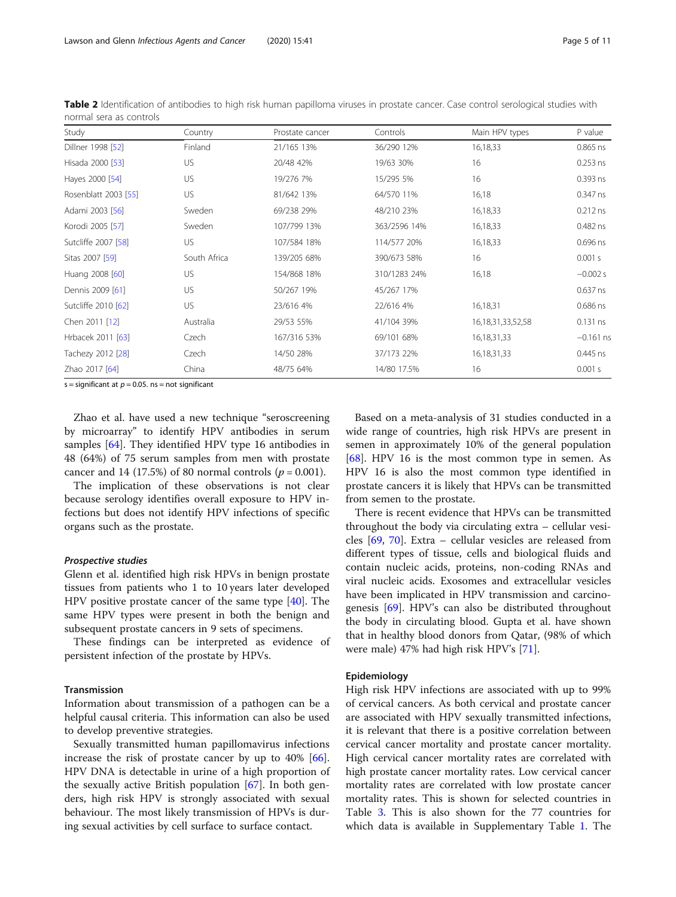**Table 2** Identification of antibodies to high risk human papilloma viruses in prostate cancer. Case control serological studies with normal sera as controls

| Study | Country | Prostate cancer | Controls | Main HPV types | P value |
|---|---|---|---|---|---|
| Dillner 1998 [52] | Finland | 21/165 13% | 36/290 12% | 16,18,33 | 0.865 ns |
| Hisada 2000 [53] | US | 20/48 42% | 19/63 30% | 16 | 0.253 ns |
| Hayes 2000 [54] | US | 19/276 7% | 15/295 5% | 16 | 0.393 ns |
| Rosenblatt 2003 [55] | US | 81/642 13% | 64/570 11% | 16,18 | 0.347 ns |
| Adami 2003 [56] | Sweden | 69/238 29% | 48/210 23% | 16,18,33 | 0.212 ns |
| Korodi 2005 [57] | Sweden | 107/799 13% | 363/2596 14% | 16,18,33 | 0.482 ns |
| Sutcliffe 2007 [58] | US | 107/584 18% | 114/577 20% | 16,18,33 | 0.696 ns |
| Sitas 2007 [59] | South Africa | 139/205 68% | 390/673 58% | 16 | 0.001 s |
| Huang 2008 [60] | US | 154/868 18% | 310/1283 24% | 16,18 | −0.002 s |
| Dennis 2009 [61] | US | 50/267 19% | 45/267 17% | | 0.637 ns |
| Sutcliffe 2010 [62] | US | 23/616 4% | 22/616 4% | 16,18,31 | 0.686 ns |
| Chen 2011 [12] | Australia | 29/53 55% | 41/104 39% | 16,18,31,33,52,58 | 0.131 ns |
| Hrbacek 2011 [63] | Czech | 167/316 53% | 69/101 68% | 16,18,31,33 | −0.161 ns |
| Tachezy 2012 [28] | Czech | 14/50 28% | 37/173 22% | 16,18,31,33 | 0.445 ns |
| Zhao 2017 [64] | China | 48/75 64% | 14/80 17.5% | 16 | 0.001 s |

s = significant at $p = 0.05$. ns = not significant

Zhao et al. have used a new technique "seroscreening by microarray" to identify HPV antibodies in serum samples [64]. They identified HPV type 16 antibodies in 48 (64%) of 75 serum samples from men with prostate cancer and 14 (17.5%) of 80 normal controls ($p = 0.001$).

The implication of these observations is not clear because serology identifies overall exposure to HPV infections but does not identify HPV infections of specific organs such as the prostate.

#### *Prospective studies*

Glenn et al. identified high risk HPVs in benign prostate tissues from patients who 1 to 10 years later developed HPV positive prostate cancer of the same type [40]. The same HPV types were present in both the benign and subsequent prostate cancers in 9 sets of specimens.

These findings can be interpreted as evidence of persistent infection of the prostate by HPVs.

### Transmission

Information about transmission of a pathogen can be a helpful causal criteria. This information can also be used to develop preventive strategies.

Sexually transmitted human papillomavirus infections increase the risk of prostate cancer by up to 40% [66]. HPV DNA is detectable in urine of a high proportion of the sexually active British population [67]. In both genders, high risk HPV is strongly associated with sexual behaviour. The most likely transmission of HPVs is during sexual activities by cell surface to surface contact.

Based on a meta-analysis of 31 studies conducted in a wide range of countries, high risk HPVs are present in semen in approximately 10% of the general population [68]. HPV 16 is the most common type in semen. As HPV 16 is also the most common type identified in prostate cancers it is likely that HPVs can be transmitted from semen to the prostate.

There is recent evidence that HPVs can be transmitted throughout the body via circulating extra – cellular vesicles [69, 70]. Extra – cellular vesicles are released from different types of tissue, cells and biological fluids and contain nucleic acids, proteins, non-coding RNAs and viral nucleic acids. Exosomes and extracellular vesicles have been implicated in HPV transmission and carcinogenesis [69]. HPV's can also be distributed throughout the body in circulating blood. Gupta et al. have shown that in healthy blood donors from Qatar, (98% of which were male) 47% had high risk HPV's [71].

### Epidemiology

High risk HPV infections are associated with up to 99% of cervical cancers. As both cervical and prostate cancer are associated with HPV sexually transmitted infections, it is relevant that there is a positive correlation between cervical cancer mortality and prostate cancer mortality. High cervical cancer mortality rates are correlated with high prostate cancer mortality rates. Low cervical cancer mortality rates are correlated with low prostate cancer mortality rates. This is shown for selected countries in Table 3. This is also shown for the 77 countries for which data is available in Supplementary Table 1. The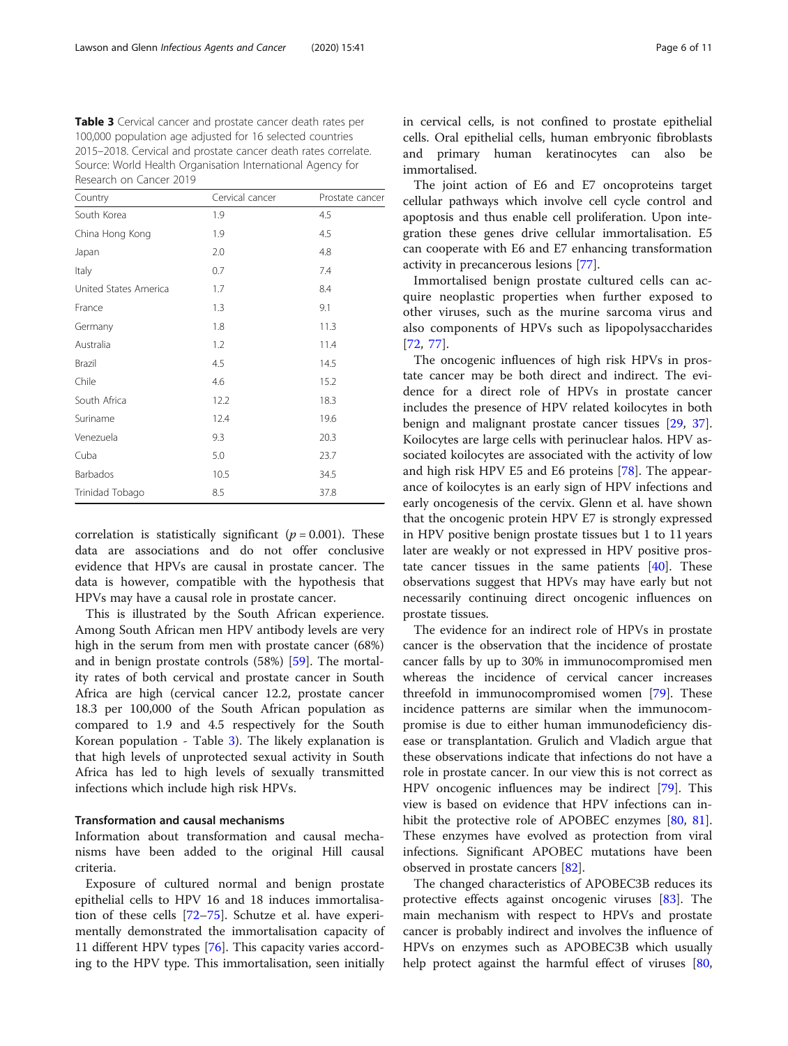**Table 3** Cervical cancer and prostate cancer death rates per 100,000 population age adjusted for 16 selected countries 2015–2018. Cervical and prostate cancer death rates correlate. Source: World Health Organisation International Agency for Research on Cancer 2019

| Country | Cervical cancer | Prostate cancer |
|---|---|---|
| South Korea | 1.9 | 4.5 |
| China Hong Kong | 1.9 | 4.5 |
| Japan | 2.0 | 4.8 |
| Italy | 0.7 | 7.4 |
| United States America | 1.7 | 8.4 |
| France | 1.3 | 9.1 |
| Germany | 1.8 | 11.3 |
| Australia | 1.2 | 11.4 |
| Brazil | 4.5 | 14.5 |
| Chile | 4.6 | 15.2 |
| South Africa | 12.2 | 18.3 |
| Suriname | 12.4 | 19.6 |
| Venezuela | 9.3 | 20.3 |
| Cuba | 5.0 | 23.7 |
| Barbados | 10.5 | 34.5 |
| Trinidad Tobago | 8.5 | 37.8 |

correlation is statistically significant ($p = 0.001$). These data are associations and do not offer conclusive evidence that HPVs are causal in prostate cancer. The data is however, compatible with the hypothesis that HPVs may have a causal role in prostate cancer.

This is illustrated by the South African experience. Among South African men HPV antibody levels are very high in the serum from men with prostate cancer (68%) and in benign prostate controls (58%) [59]. The mortality rates of both cervical and prostate cancer in South Africa are high (cervical cancer 12.2, prostate cancer 18.3 per 100,000 of the South African population as compared to 1.9 and 4.5 respectively for the South Korean population - Table 3). The likely explanation is that high levels of unprotected sexual activity in South Africa has led to high levels of sexually transmitted infections which include high risk HPVs.

### Transformation and causal mechanisms

Information about transformation and causal mechanisms have been added to the original Hill causal criteria.

Exposure of cultured normal and benign prostate epithelial cells to HPV 16 and 18 induces immortalisation of these cells [72–75]. Schutze et al. have experimentally demonstrated the immortalisation capacity of 11 different HPV types [76]. This capacity varies according to the HPV type. This immortalisation, seen initially in cervical cells, is not confined to prostate epithelial cells. Oral epithelial cells, human embryonic fibroblasts and primary human keratinocytes can also be immortalised.

The joint action of E6 and E7 oncoproteins target cellular pathways which involve cell cycle control and apoptosis and thus enable cell proliferation. Upon integration these genes drive cellular immortalisation. E5 can cooperate with E6 and E7 enhancing transformation activity in precancerous lesions [77].

Immortalised benign prostate cultured cells can acquire neoplastic properties when further exposed to other viruses, such as the murine sarcoma virus and also components of HPVs such as lipopolysaccharides [72, 77].

The oncogenic influences of high risk HPVs in prostate cancer may be both direct and indirect. The evidence for a direct role of HPVs in prostate cancer includes the presence of HPV related koilocytes in both benign and malignant prostate cancer tissues [29, 37]. Koilocytes are large cells with perinuclear halos. HPV associated koilocytes are associated with the activity of low and high risk HPV E5 and E6 proteins [78]. The appearance of koilocytes is an early sign of HPV infections and early oncogenesis of the cervix. Glenn et al. have shown that the oncogenic protein HPV E7 is strongly expressed in HPV positive benign prostate tissues but 1 to 11 years later are weakly or not expressed in HPV positive prostate cancer tissues in the same patients [40]. These observations suggest that HPVs may have early but not necessarily continuing direct oncogenic influences on prostate tissues.

The evidence for an indirect role of HPVs in prostate cancer is the observation that the incidence of prostate cancer falls by up to 30% in immunocompromised men whereas the incidence of cervical cancer increases threefold in immunocompromised women [79]. These incidence patterns are similar when the immunocompromise is due to either human immunodeficiency disease or transplantation. Grulich and Vladich argue that these observations indicate that infections do not have a role in prostate cancer. In our view this is not correct as HPV oncogenic influences may be indirect [79]. This view is based on evidence that HPV infections can inhibit the protective role of APOBEC enzymes [80, 81]. These enzymes have evolved as protection from viral infections. Significant APOBEC mutations have been observed in prostate cancers [82].

The changed characteristics of APOBEC3B reduces its protective effects against oncogenic viruses [83]. The main mechanism with respect to HPVs and prostate cancer is probably indirect and involves the influence of HPVs on enzymes such as APOBEC3B which usually help protect against the harmful effect of viruses [80,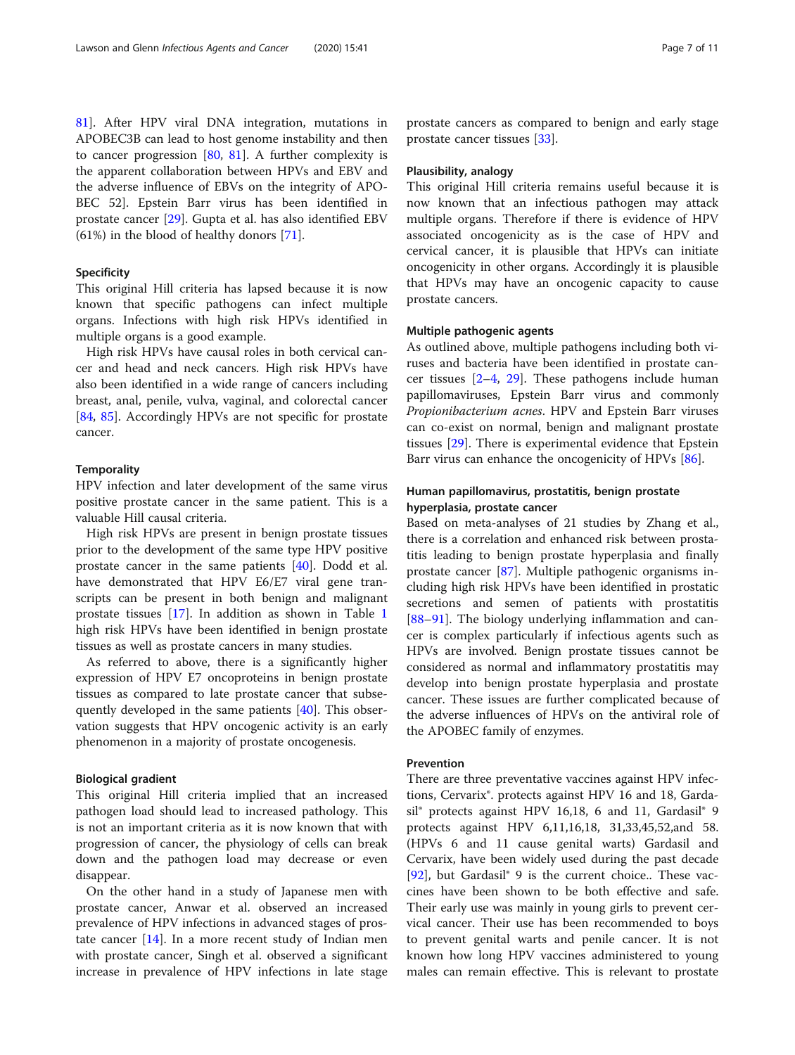81]. After HPV viral DNA integration, mutations in APOBEC3B can lead to host genome instability and then to cancer progression [80, 81]. A further complexity is the apparent collaboration between HPVs and EBV and the adverse influence of EBVs on the integrity of APOBEC 52]. Epstein Barr virus has been identified in prostate cancer [29]. Gupta et al. has also identified EBV (61%) in the blood of healthy donors [71].

### Specificity

This original Hill criteria has lapsed because it is now known that specific pathogens can infect multiple organs. Infections with high risk HPVs identified in multiple organs is a good example.

High risk HPVs have causal roles in both cervical cancer and head and neck cancers. High risk HPVs have also been identified in a wide range of cancers including breast, anal, penile, vulva, vaginal, and colorectal cancer [84, 85]. Accordingly HPVs are not specific for prostate cancer.

### Temporality

HPV infection and later development of the same virus positive prostate cancer in the same patient. This is a valuable Hill causal criteria.

High risk HPVs are present in benign prostate tissues prior to the development of the same type HPV positive prostate cancer in the same patients [40]. Dodd et al. have demonstrated that HPV E6/E7 viral gene transcripts can be present in both benign and malignant prostate tissues [17]. In addition as shown in Table 1 high risk HPVs have been identified in benign prostate tissues as well as prostate cancers in many studies.

As referred to above, there is a significantly higher expression of HPV E7 oncoproteins in benign prostate tissues as compared to late prostate cancer that subsequently developed in the same patients [40]. This observation suggests that HPV oncogenic activity is an early phenomenon in a majority of prostate oncogenesis.

### Biological gradient

This original Hill criteria implied that an increased pathogen load should lead to increased pathology. This is not an important criteria as it is now known that with progression of cancer, the physiology of cells can break down and the pathogen load may decrease or even disappear.

On the other hand in a study of Japanese men with prostate cancer, Anwar et al. observed an increased prevalence of HPV infections in advanced stages of prostate cancer [14]. In a more recent study of Indian men with prostate cancer, Singh et al. observed a significant increase in prevalence of HPV infections in late stage prostate cancers as compared to benign and early stage prostate cancer tissues [33].

### Plausibility, analogy

This original Hill criteria remains useful because it is now known that an infectious pathogen may attack multiple organs. Therefore if there is evidence of HPV associated oncogenicity as is the case of HPV and cervical cancer, it is plausible that HPVs can initiate oncogenicity in other organs. Accordingly it is plausible that HPVs may have an oncogenic capacity to cause prostate cancers.

### Multiple pathogenic agents

As outlined above, multiple pathogens including both viruses and bacteria have been identified in prostate cancer tissues [2–4, 29]. These pathogens include human papillomaviruses, Epstein Barr virus and commonly *Propionibacterium acnes*. HPV and Epstein Barr viruses can co-exist on normal, benign and malignant prostate tissues [29]. There is experimental evidence that Epstein Barr virus can enhance the oncogenicity of HPVs [86].

## Human papillomavirus, prostatitis, benign prostate hyperplasia, prostate cancer

Based on meta-analyses of 21 studies by Zhang et al., there is a correlation and enhanced risk between prostatitis leading to benign prostate hyperplasia and finally prostate cancer [87]. Multiple pathogenic organisms including high risk HPVs have been identified in prostatic secretions and semen of patients with prostatitis [88–91]. The biology underlying inflammation and cancer is complex particularly if infectious agents such as HPVs are involved. Benign prostate tissues cannot be considered as normal and inflammatory prostatitis may develop into benign prostate hyperplasia and prostate cancer. These issues are further complicated because of the adverse influences of HPVs on the antiviral role of the APOBEC family of enzymes.

### Prevention

There are three preventative vaccines against HPV infections, Cervarix®. protects against HPV 16 and 18, Gardasil® protects against HPV 16,18, 6 and 11, Gardasil® 9 protects against HPV 6,11,16,18, 31,33,45,52,and 58. (HPVs 6 and 11 cause genital warts) Gardasil and Cervarix, have been widely used during the past decade [92], but Gardasil® 9 is the current choice.. These vaccines have been shown to be both effective and safe. Their early use was mainly in young girls to prevent cervical cancer. Their use has been recommended to boys to prevent genital warts and penile cancer. It is not known how long HPV vaccines administered to young males can remain effective. This is relevant to prostate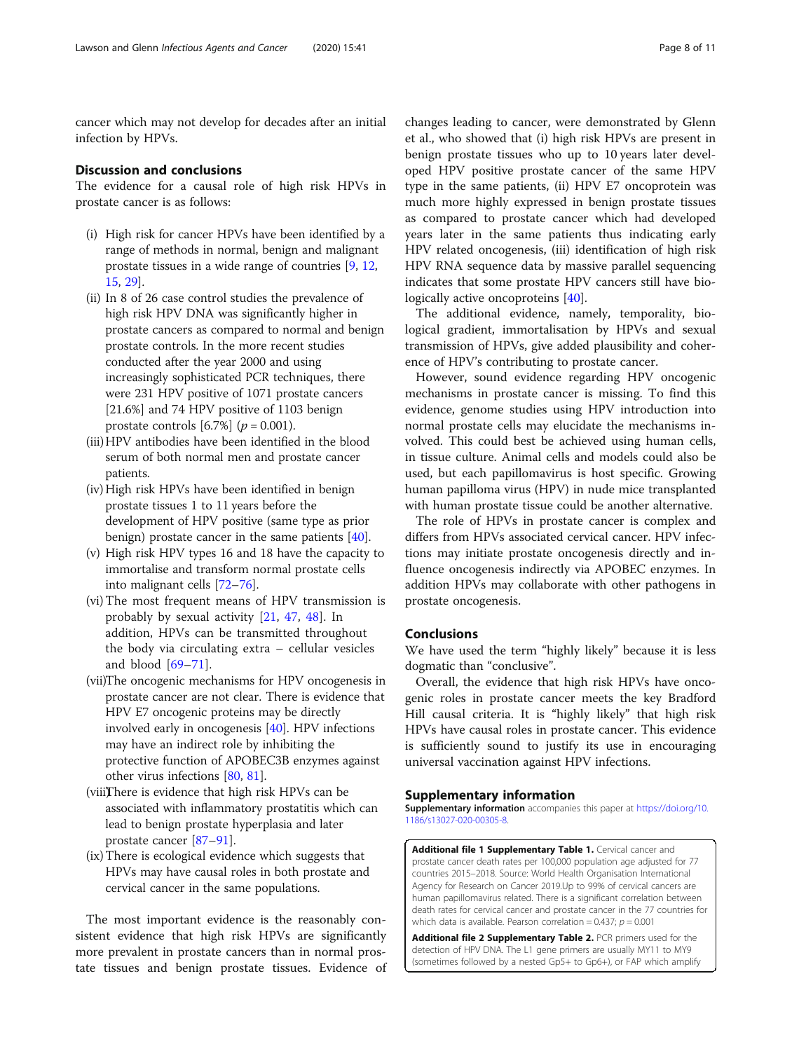cancer which may not develop for decades after an initial infection by HPVs.

## Discussion and conclusions

The evidence for a causal role of high risk HPVs in prostate cancer is as follows:

- (i) High risk for cancer HPVs have been identified by a range of methods in normal, benign and malignant prostate tissues in a wide range of countries [9, 12, 15, 29].
- (ii) In 8 of 26 case control studies the prevalence of high risk HPV DNA was significantly higher in prostate cancers as compared to normal and benign prostate controls. In the more recent studies conducted after the year 2000 and using increasingly sophisticated PCR techniques, there were 231 HPV positive of 1071 prostate cancers [21.6%] and 74 HPV positive of 1103 benign prostate controls [6.7%] ($p = 0.001$).
- (iii) HPV antibodies have been identified in the blood serum of both normal men and prostate cancer patients.
- (iv) High risk HPVs have been identified in benign prostate tissues 1 to 11 years before the development of HPV positive (same type as prior benign) prostate cancer in the same patients [40].
- (v) High risk HPV types 16 and 18 have the capacity to immortalise and transform normal prostate cells into malignant cells [72–76].
- (vi) The most frequent means of HPV transmission is probably by sexual activity [21, 47, 48]. In addition, HPVs can be transmitted throughout the body via circulating extra – cellular vesicles and blood [69–71].
- (vii) The oncogenic mechanisms for HPV oncogenesis in prostate cancer are not clear. There is evidence that HPV E7 oncogenic proteins may be directly involved early in oncogenesis [40]. HPV infections may have an indirect role by inhibiting the protective function of APOBEC3B enzymes against other virus infections [80, 81].
- (viii) There is evidence that high risk HPVs can be associated with inflammatory prostatitis which can lead to benign prostate hyperplasia and later prostate cancer [87–91].
- (ix) There is ecological evidence which suggests that HPVs may have causal roles in both prostate and cervical cancer in the same populations.

The most important evidence is the reasonably consistent evidence that high risk HPVs are significantly more prevalent in prostate cancers than in normal prostate tissues and benign prostate tissues. Evidence of changes leading to cancer, were demonstrated by Glenn et al., who showed that (i) high risk HPVs are present in benign prostate tissues who up to 10 years later developed HPV positive prostate cancer of the same HPV type in the same patients, (ii) HPV E7 oncoprotein was much more highly expressed in benign prostate tissues as compared to prostate cancer which had developed years later in the same patients thus indicating early HPV related oncogenesis, (iii) identification of high risk HPV RNA sequence data by massive parallel sequencing indicates that some prostate HPV cancers still have biologically active oncoproteins [40].

The additional evidence, namely, temporality, biological gradient, immortalisation by HPVs and sexual transmission of HPVs, give added plausibility and coherence of HPV's contributing to prostate cancer.

However, sound evidence regarding HPV oncogenic mechanisms in prostate cancer is missing. To find this evidence, genome studies using HPV introduction into normal prostate cells may elucidate the mechanisms involved. This could best be achieved using human cells, in tissue culture. Animal cells and models could also be used, but each papillomavirus is host specific. Growing human papilloma virus (HPV) in nude mice transplanted with human prostate tissue could be another alternative.

The role of HPVs in prostate cancer is complex and differs from HPVs associated cervical cancer. HPV infections may initiate prostate oncogenesis directly and influence oncogenesis indirectly via APOBEC enzymes. In addition HPVs may collaborate with other pathogens in prostate oncogenesis.

## Conclusions

We have used the term "highly likely" because it is less dogmatic than "conclusive".

Overall, the evidence that high risk HPVs have oncogenic roles in prostate cancer meets the key Bradford Hill causal criteria. It is "highly likely" that high risk HPVs have causal roles in prostate cancer. This evidence is sufficiently sound to justify its use in encouraging universal vaccination against HPV infections.

## Supplementary information

**Supplementary information** accompanies this paper at https://doi.org/10.1186/s13027-020-00305-8.

**Additional file 1 Supplementary Table 1.** Cervical cancer and prostate cancer death rates per 100,000 population age adjusted for 77 countries 2015–2018. Source: World Health Organisation International Agency for Research on Cancer 2019.Up to 99% of cervical cancers are human papillomavirus related. There is a significant correlation between death rates for cervical cancer and prostate cancer in the 77 countries for which data is available. Pearson correlation = 0.437; $p = 0.001$

**Additional file 2 Supplementary Table 2.** PCR primers used for the detection of HPV DNA. The L1 gene primers are usually MY11 to MY9 (sometimes followed by a nested Gp5+ to Gp6+), or FAP which amplify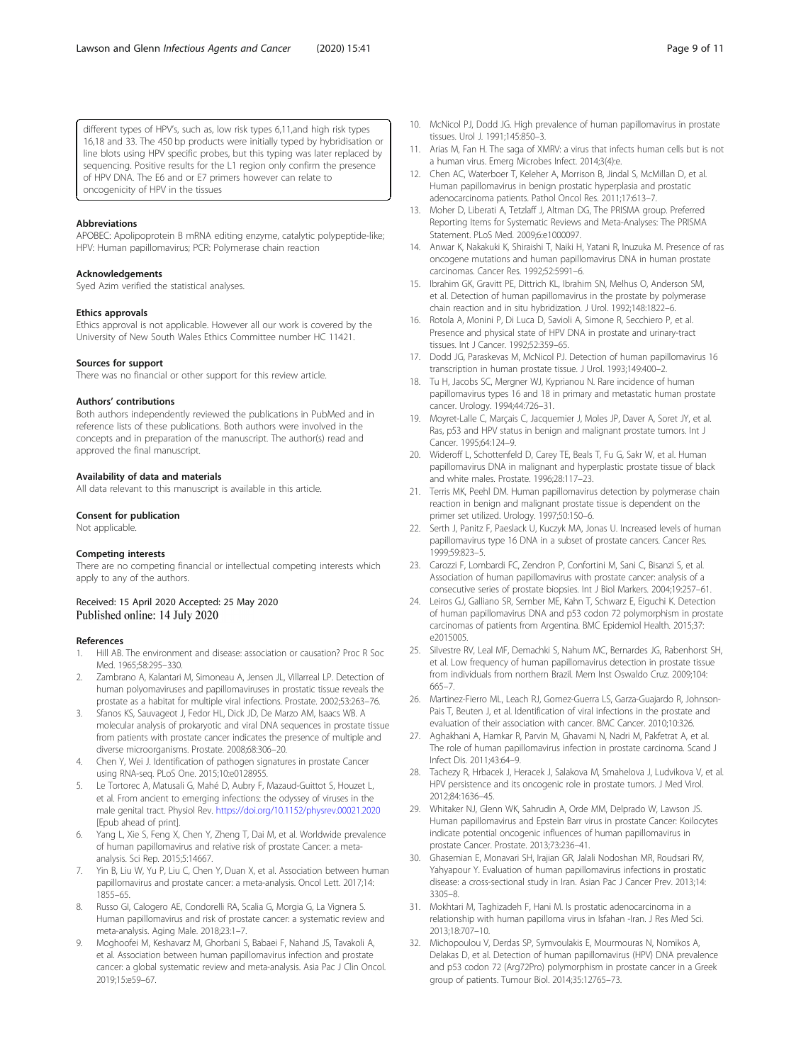different types of HPV's, such as, low risk types 6,11,and high risk types 16,18 and 33. The 450 bp products were initially typed by hybridisation or line blots using HPV specific probes, but this typing was later replaced by sequencing. Positive results for the L1 region only confirm the presence of HPV DNA. The E6 and or E7 primers however can relate to oncogenicity of HPV in the tissues

## Abbreviations

APOBEC: Apolipoprotein B mRNA editing enzyme, catalytic polypeptide-like; HPV: Human papillomavirus; PCR: Polymerase chain reaction

## Acknowledgements

Syed Azim verified the statistical analyses.

## Ethics approvals

Ethics approval is not applicable. However all our work is covered by the University of New South Wales Ethics Committee number HC 11421.

## Sources for support

There was no financial or other support for this review article.

## Authors' contributions

Both authors independently reviewed the publications in PubMed and in reference lists of these publications. Both authors were involved in the concepts and in preparation of the manuscript. The author(s) read and approved the final manuscript.

## Availability of data and materials

All data relevant to this manuscript is available in this article.

## Consent for publication

Not applicable.

## Competing interests

There are no competing financial or intellectual competing interests which apply to any of the authors.

Received: 15 April 2020 Accepted: 25 May 2020
Published online: 14 July 2020

## References

1. Hill AB. The environment and disease: association or causation? Proc R Soc Med. 1965;58:295–330.
2. Zambrano A, Kalantari M, Simoneau A, Jensen JL, Villarreal LP. Detection of human polyomaviruses and papillomaviruses in prostatic tissue reveals the prostate as a habitat for multiple viral infections. Prostate. 2002;53:263–76.
3. Sfanos KS, Sauvageot J, Fedor HL, Dick JD, De Marzo AM, Isaacs WB. A molecular analysis of prokaryotic and viral DNA sequences in prostate tissue from patients with prostate cancer indicates the presence of multiple and diverse microorganisms. Prostate. 2008;68:306–20.
4. Chen Y, Wei J. Identification of pathogen signatures in prostate Cancer using RNA-seq. PLoS One. 2015;10:e0128955.
5. Le Tortorec A, Matusali G, Mahé D, Aubry F, Mazaud-Guittot S, Houzet L, et al. From ancient to emerging infections: the odyssey of viruses in the male genital tract. Physiol Rev. https://doi.org/10.1152/physrev.00021.2020 [Epub ahead of print].
6. Yang L, Xie S, Feng X, Chen Y, Zheng T, Dai M, et al. Worldwide prevalence of human papillomavirus and relative risk of prostate Cancer: a meta-analysis. Sci Rep. 2015;5:14667.
7. Yin B, Liu W, Yu P, Liu C, Chen Y, Duan X, et al. Association between human papillomavirus and prostate cancer: a meta-analysis. Oncol Lett. 2017;14: 1855–65.
8. Russo GI, Calogero AE, Condorelli RA, Scalia G, Morgia G, La Vignera S. Human papillomavirus and risk of prostate cancer: a systematic review and meta-analysis. Aging Male. 2018;23:1–7.
9. Moghoofei M, Keshavarz M, Ghorbani S, Babaei F, Nahand JS, Tavakoli A, et al. Association between human papillomavirus infection and prostate cancer: a global systematic review and meta-analysis. Asia Pac J Clin Oncol. 2019;15:e59–67.
10. McNicol PJ, Dodd JG. High prevalence of human papillomavirus in prostate tissues. Urol J. 1991;145:850–3.
11. Arias M, Fan H. The saga of XMRV: a virus that infects human cells but is not a human virus. Emerg Microbes Infect. 2014;3(4):e.
12. Chen AC, Waterboer T, Keleher A, Morrison B, Jindal S, McMillan D, et al. Human papillomavirus in benign prostatic hyperplasia and prostatic adenocarcinoma patients. Pathol Oncol Res. 2011;17:613–7.
13. Moher D, Liberati A, Tetzlaff J, Altman DG, The PRISMA group. Preferred Reporting Items for Systematic Reviews and Meta-Analyses: The PRISMA Statement. PLoS Med. 2009;6:e1000097.
14. Anwar K, Nakakuki K, Shiraishi T, Naiki H, Yatani R, Inuzuka M. Presence of ras oncogene mutations and human papillomavirus DNA in human prostate carcinomas. Cancer Res. 1992;52:5991–6.
15. Ibrahim GK, Gravitt PE, Dittrich KL, Ibrahim SN, Melhus O, Anderson SM, et al. Detection of human papillomavirus in the prostate by polymerase chain reaction and in situ hybridization. J Urol. 1992;148:1822–6.
16. Rotola A, Monini P, Di Luca D, Savioli A, Simone R, Secchiero P, et al. Presence and physical state of HPV DNA in prostate and urinary-tract tissues. Int J Cancer. 1992;52:359–65.
17. Dodd JG, Paraskevas M, McNicol PJ. Detection of human papillomavirus 16 transcription in human prostate tissue. J Urol. 1993;149:400–2.
18. Tu H, Jacobs SC, Mergner WJ, Kyprianou N. Rare incidence of human papillomavirus types 16 and 18 in primary and metastatic human prostate cancer. Urology. 1994;44:726–31.
19. Moyret-Lalle C, Marçais C, Jacquemier J, Moles JP, Daver A, Soret JY, et al. Ras, p53 and HPV status in benign and malignant prostate tumors. Int J Cancer. 1995;64:124–9.
20. Wideroff L, Schottenfeld D, Carey TE, Beals T, Fu G, Sakr W, et al. Human papillomavirus DNA in malignant and hyperplastic prostate tissue of black and white males. Prostate. 1996;28:117–23.
21. Terris MK, Peehl DM. Human papillomavirus detection by polymerase chain reaction in benign and malignant prostate tissue is dependent on the primer set utilized. Urology. 1997;50:150–6.
22. Serth J, Panitz F, Paeslack U, Kuczyk MA, Jonas U. Increased levels of human papillomavirus type 16 DNA in a subset of prostate cancers. Cancer Res. 1999;59:823–5.
23. Carozzi F, Lombardi FC, Zendron P, Confortini M, Sani C, Bisanzi S, et al. Association of human papillomavirus with prostate cancer: analysis of a consecutive series of prostate biopsies. Int J Biol Markers. 2004;19:257–61.
24. Leiros GJ, Galliano SR, Sember ME, Kahn T, Schwarz E, Eiguchi K. Detection of human papillomavirus DNA and p53 codon 72 polymorphism in prostate carcinomas of patients from Argentina. BMC Epidemiol Health. 2015;37: e2015005.
25. Silvestre RV, Leal MF, Demachki S, Nahum MC, Bernardes JG, Rabenhorst SH, et al. Low frequency of human papillomavirus detection in prostate tissue from individuals from northern Brazil. Mem Inst Oswaldo Cruz. 2009;104: 665–7.
26. Martinez-Fierro ML, Leach RJ, Gomez-Guerra LS, Garza-Guajardo R, Johnson-Pais T, Beuten J, et al. Identification of viral infections in the prostate and evaluation of their association with cancer. BMC Cancer. 2010;10:326.
27. Aghakhani A, Hamkar R, Parvin M, Ghavami N, Nadri M, Pakfetrat A, et al. The role of human papillomavirus infection in prostate carcinoma. Scand J Infect Dis. 2011;43:64–9.
28. Tachezy R, Hrbacek J, Heracek J, Salakova M, Smahelova J, Ludvikova V, et al. HPV persistence and its oncogenic role in prostate tumors. J Med Virol. 2012;84:1636–45.
29. Whitaker NJ, Glenn WK, Sahrudin A, Orde MM, Delprado W, Lawson JS. Human papillomavirus and Epstein Barr virus in prostate Cancer: Koilocytes indicate potential oncogenic influences of human papillomavirus in prostate Cancer. Prostate. 2013;73:236–41.
30. Ghasemian E, Monavari SH, Irajian GR, Jalali Nodoshan MR, Roudsari RV, Yahyapour Y. Evaluation of human papillomavirus infections in prostatic disease: a cross-sectional study in Iran. Asian Pac J Cancer Prev. 2013;14: 3305–8.
31. Mokhtari M, Taghizadeh F, Hani M. Is prostatic adenocarcinoma in a relationship with human papilloma virus in Isfahan -Iran. J Res Med Sci. 2013;18:707–10.
32. Michopoulou V, Derdas SP, Symvoulakis E, Mourmouras N, Nomikos A, Delakas D, et al. Detection of human papillomavirus (HPV) DNA prevalence and p53 codon 72 (Arg72Pro) polymorphism in prostate cancer in a Greek group of patients. Tumour Biol. 2014;35:12765–73.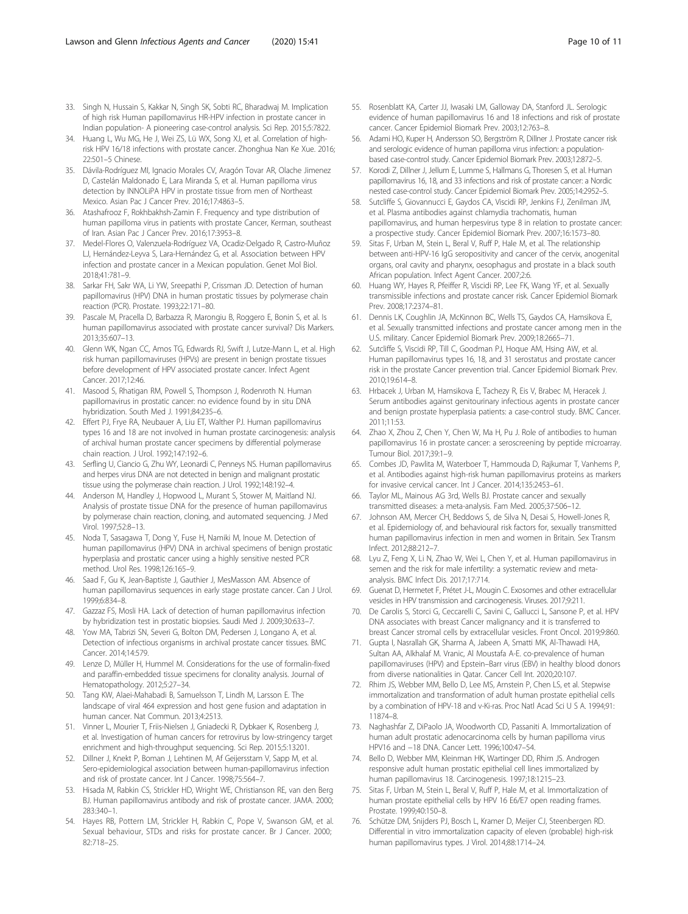33. Singh N, Hussain S, Kakkar N, Singh SK, Sobti RC, Bharadwaj M. Implication of high risk Human papillomavirus HR-HPV infection in prostate cancer in Indian population- A pioneering case-control analysis. Sci Rep. 2015;5:7822.
34. Huang L, Wu MG, He J, Wei ZS, Lü WX, Song XJ, et al. Correlation of high-risk HPV 16/18 infections with prostate cancer. Zhonghua Nan Ke Xue. 2016; 22:501–5 Chinese.
35. Dávila-Rodríguez MI, Ignacio Morales CV, Aragón Tovar AR, Olache Jimenez D, Castelán Maldonado E, Lara Miranda S, et al. Human papilloma virus detection by INNOLiPA HPV in prostate tissue from men of Northeast Mexico. Asian Pac J Cancer Prev. 2016;17:4863–5.
36. Atashafrooz F, Rokhbakhsh-Zamin F. Frequency and type distribution of human papilloma virus in patients with prostate Cancer, Kerman, southeast of Iran. Asian Pac J Cancer Prev. 2016;17:3953–8.
37. Medel-Flores O, Valenzuela-Rodríguez VA, Ocadiz-Delgado R, Castro-Muñoz LJ, Hernández-Leyva S, Lara-Hernández G, et al. Association between HPV infection and prostate cancer in a Mexican population. Genet Mol Biol. 2018;41:781–9.
38. Sarkar FH, Sakr WA, Li YW, Sreepathi P, Crissman JD. Detection of human papillomavirus (HPV) DNA in human prostatic tissues by polymerase chain reaction (PCR). Prostate. 1993;22:171–80.
39. Pascale M, Pracella D, Barbazza R, Marongiu B, Roggero E, Bonin S, et al. Is human papillomavirus associated with prostate cancer survival? Dis Markers. 2013;35:607–13.
40. Glenn WK, Ngan CC, Amos TG, Edwards RJ, Swift J, Lutze-Mann L, et al. High risk human papillomaviruses (HPVs) are present in benign prostate tissues before development of HPV associated prostate cancer. Infect Agent Cancer. 2017;12:46.
41. Masood S, Rhatigan RM, Powell S, Thompson J, Rodenroth N. Human papillomavirus in prostatic cancer: no evidence found by in situ DNA hybridization. South Med J. 1991;84:235–6.
42. Effert PJ, Frye RA, Neubauer A, Liu ET, Walther PJ. Human papillomavirus types 16 and 18 are not involved in human prostate carcinogenesis: analysis of archival human prostate cancer specimens by differential polymerase chain reaction. J Urol. 1992;147:192–6.
43. Serfling U, Ciancio G, Zhu WY, Leonardi C, Penneys NS. Human papillomavirus and herpes virus DNA are not detected in benign and malignant prostatic tissue using the polymerase chain reaction. J Urol. 1992;148:192–4.
44. Anderson M, Handley J, Hopwood L, Murant S, Stower M, Maitland NJ. Analysis of prostate tissue DNA for the presence of human papillomavirus by polymerase chain reaction, cloning, and automated sequencing. J Med Virol. 1997;52:8–13.
45. Noda T, Sasagawa T, Dong Y, Fuse H, Namiki M, Inoue M. Detection of human papillomavirus (HPV) DNA in archival specimens of benign prostatic hyperplasia and prostatic cancer using a highly sensitive nested PCR method. Urol Res. 1998;126:165–9.
46. Saad F, Gu K, Jean-Baptiste J, Gauthier J, MesMasson AM. Absence of human papillomavirus sequences in early stage prostate cancer. Can J Urol. 1999;6:834–8.
47. Gazzaz FS, Mosli HA. Lack of detection of human papillomavirus infection by hybridization test in prostatic biopsies. Saudi Med J. 2009;30:633–7.
48. Yow MA, Tabrizi SN, Severi G, Bolton DM, Pedersen J, Longano A, et al. Detection of infectious organisms in archival prostate cancer tissues. BMC Cancer. 2014;14:579.
49. Lenze D, Müller H, Hummel M. Considerations for the use of formalin-fixed and paraffin-embedded tissue specimens for clonality analysis. Journal of Hematopathology. 2012;5:27–34.
50. Tang KW, Alaei-Mahabadi B, Samuelsson T, Lindh M, Larsson E. The landscape of viral 464 expression and host gene fusion and adaptation in human cancer. Nat Commun. 2013;4:2513.
51. Vinner L, Mourier T, Friis-Nielsen J, Gniadecki R, Dybkaer K, Rosenberg J, et al. Investigation of human cancers for retrovirus by low-stringency target enrichment and high-throughput sequencing. Sci Rep. 2015;5:13201.
52. Dillner J, Knekt P, Boman J, Lehtinen M, Af Geijersstam V, Sapp M, et al. Sero-epidemiological association between human-papillomavirus infection and risk of prostate cancer. Int J Cancer. 1998;75:564–7.
53. Hisada M, Rabkin CS, Strickler HD, Wright WE, Christianson RE, van den Berg BJ. Human papillomavirus antibody and risk of prostate cancer. JAMA. 2000; 283:340–1.
54. Hayes RB, Pottern LM, Strickler H, Rabkin C, Pope V, Swanson GM, et al. Sexual behaviour, STDs and risks for prostate cancer. Br J Cancer. 2000; 82:718–25.
55. Rosenblatt KA, Carter JJ, Iwasaki LM, Galloway DA, Stanford JL. Serologic evidence of human papillomavirus 16 and 18 infections and risk of prostate cancer. Cancer Epidemiol Biomark Prev. 2003;12:763–8.
56. Adami HO, Kuper H, Andersson SO, Bergström R, Dillner J. Prostate cancer risk and serologic evidence of human papilloma virus infection: a population-based case-control study. Cancer Epidemiol Biomark Prev. 2003;12:872–5.
57. Korodi Z, Dillner J, Jellum E, Lumme S, Hallmans G, Thoresen S, et al. Human papillomavirus 16, 18, and 33 infections and risk of prostate cancer: a Nordic nested case-control study. Cancer Epidemiol Biomark Prev. 2005;14:2952–5.
58. Sutcliffe S, Giovannucci E, Gaydos CA, Viscidi RP, Jenkins FJ, Zenilman JM, et al. Plasma antibodies against chlamydia trachomatis, human papillomavirus, and human herpesvirus type 8 in relation to prostate cancer: a prospective study. Cancer Epidemiol Biomark Prev. 2007;16:1573–80.
59. Sitas F, Urban M, Stein L, Beral V, Ruff P, Hale M, et al. The relationship between anti-HPV-16 IgG seropositivity and cancer of the cervix, anogenital organs, oral cavity and pharynx, oesophagus and prostate in a black south African population. Infect Agent Cancer. 2007;2:6.
60. Huang WY, Hayes R, Pfeiffer R, Viscidi RP, Lee FK, Wang YF, et al. Sexually transmissible infections and prostate cancer risk. Cancer Epidemiol Biomark Prev. 2008;17:2374–81.
61. Dennis LK, Coughlin JA, McKinnon BC, Wells TS, Gaydos CA, Hamsikova E, et al. Sexually transmitted infections and prostate cancer among men in the U.S. military. Cancer Epidemiol Biomark Prev. 2009;18:2665–71.
62. Sutcliffe S, Viscidi RP, Till C, Goodman PJ, Hoque AM, Hsing AW, et al. Human papillomavirus types 16, 18, and 31 serostatus and prostate cancer risk in the prostate Cancer prevention trial. Cancer Epidemiol Biomark Prev. 2010;19:614–8.
63. Hrbacek J, Urban M, Hamsikova E, Tachezy R, Eis V, Brabec M, Heracek J. Serum antibodies against genitourinary infectious agents in prostate cancer and benign prostate hyperplasia patients: a case-control study. BMC Cancer. 2011;11:53.
64. Zhao X, Zhou Z, Chen Y, Chen W, Ma H, Pu J. Role of antibodies to human papillomavirus 16 in prostate cancer: a seroscreening by peptide microarray. Tumour Biol. 2017;39:1–9.
65. Combes JD, Pawlita M, Waterboer T, Hammouda D, Rajkumar T, Vanhems P, et al. Antibodies against high-risk human papillomavirus proteins as markers for invasive cervical cancer. Int J Cancer. 2014;135:2453–61.
66. Taylor ML, Mainous AG 3rd, Wells BJ. Prostate cancer and sexually transmitted diseases: a meta-analysis. Fam Med. 2005;37:506–12.
67. Johnson AM, Mercer CH, Beddows S, de Silva N, Desai S, Howell-Jones R, et al. Epidemiology of, and behavioural risk factors for, sexually transmitted human papillomavirus infection in men and women in Britain. Sex Transm Infect. 2012;88:212–7.
68. Lyu Z, Feng X, Li N, Zhao W, Wei L, Chen Y, et al. Human papillomavirus in semen and the risk for male infertility: a systematic review and meta-analysis. BMC Infect Dis. 2017;17:714.
69. Guenat D, Hermetet F, Prétet J-L, Mougin C. Exosomes and other extracellular vesicles in HPV transmission and carcinogenesis. Viruses. 2017;9:211.
70. De Carolis S, Storci G, Ceccarelli C, Savini C, Gallucci L, Sansone P, et al. HPV DNA associates with breast Cancer malignancy and it is transferred to breast Cancer stromal cells by extracellular vesicles. Front Oncol. 2019;9:860.
71. Gupta I, Nasrallah GK, Sharma A, Jabeen A, Smatti MK, Al-Thawadi HA, Sultan AA, Alkhalaf M. Vranic, Al Moustafa A-E. co-prevalence of human papillomaviruses (HPV) and Epstein–Barr virus (EBV) in healthy blood donors from diverse nationalities in Qatar. Cancer Cell Int. 2020;20:107.
72. Rhim JS, Webber MM, Bello D, Lee MS, Arnstein P, Chen LS, et al. Stepwise immortalization and transformation of adult human prostate epithelial cells by a combination of HPV-18 and v-Ki-ras. Proc Natl Acad Sci U S A. 1994;91: 11874–8.
73. Naghashfar Z, DiPaolo JA, Woodworth CD, Passaniti A. Immortalization of human adult prostatic adenocarcinoma cells by human papilloma virus HPV16 and −18 DNA. Cancer Lett. 1996;100:47–54.
74. Bello D, Webber MM, Kleinman HK, Wartinger DD, Rhim JS. Androgen responsive adult human prostatic epithelial cell lines immortalized by human papillomavirus 18. Carcinogenesis. 1997;18:1215–23.
75. Sitas F, Urban M, Stein L, Beral V, Ruff P, Hale M, et al. Immortalization of human prostate epithelial cells by HPV 16 E6/E7 open reading frames. Prostate. 1999;40:150–8.
76. Schütze DM, Snijders PJ, Bosch L, Kramer D, Meijer CJ, Steenbergen RD. Differential in vitro immortalization capacity of eleven (probable) high-risk human papillomavirus types. J Virol. 2014;88:1714–24.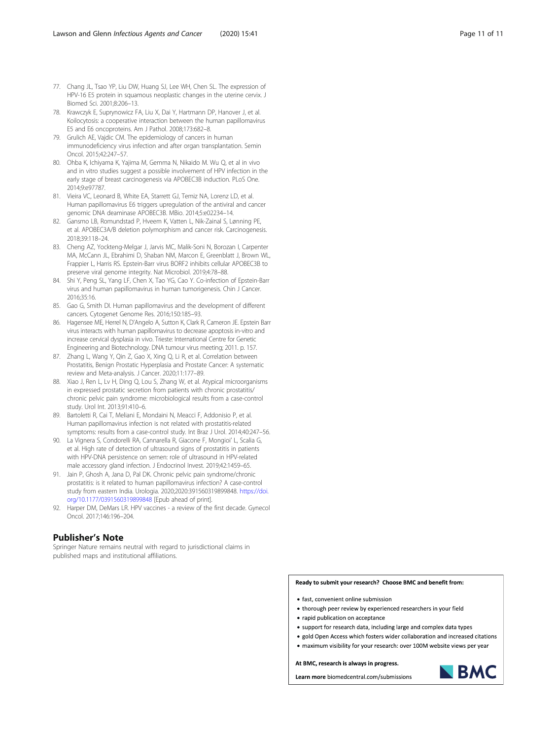77. Chang JL, Tsao YP, Liu DW, Huang SJ, Lee WH, Chen SL. The expression of HPV-16 E5 protein in squamous neoplastic changes in the uterine cervix. J Biomed Sci. 2001;8:206–13.
78. Krawczyk E, Suprynowicz FA, Liu X, Dai Y, Hartmann DP, Hanover J, et al. Koilocytosis: a cooperative interaction between the human papillomavirus E5 and E6 oncoproteins. Am J Pathol. 2008;173:682–8.
79. Grulich AE, Vajdic CM. The epidemiology of cancers in human immunodeficiency virus infection and after organ transplantation. Semin Oncol. 2015;42:247–57.
80. Ohba K, Ichiyama K, Yajima M, Gemma N, Nikaido M. Wu Q, et al in vivo and in vitro studies suggest a possible involvement of HPV infection in the early stage of breast carcinogenesis via APOBEC3B induction. PLoS One. 2014;9:e97787.
81. Vieira VC, Leonard B, White EA, Starrett GJ, Temiz NA, Lorenz LD, et al. Human papillomavirus E6 triggers upregulation of the antiviral and cancer genomic DNA deaminase APOBEC3B. MBio. 2014;5:e02234–14.
82. Gansmo LB, Romundstad P, Hveem K, Vatten L, Nik-Zainal S, Lønning PE, et al. APOBEC3A/B deletion polymorphism and cancer risk. Carcinogenesis. 2018;39:118–24.
83. Cheng AZ, Yockteng-Melgar J, Jarvis MC, Malik-Soni N, Borozan I, Carpenter MA, McCann JL, Ebrahimi D, Shaban NM, Marcon E, Greenblatt J, Brown WL, Frappier L, Harris RS. Epstein-Barr virus BORF2 inhibits cellular APOBEC3B to preserve viral genome integrity. Nat Microbiol. 2019;4:78–88.
84. Shi Y, Peng SL, Yang LF, Chen X, Tao YG, Cao Y. Co-infection of Epstein-Barr virus and human papillomavirus in human tumorigenesis. Chin J Cancer. 2016;35:16.
85. Gao G, Smith DI. Human papillomavirus and the development of different cancers. Cytogenet Genome Res. 2016;150:185–93.
86. Hagensee ME, Herrel N, D'Angelo A, Sutton K, Clark R, Cameron JE. Epstein Barr virus interacts with human papillomavirus to decrease apoptosis in-vitro and increase cervical dysplasia in vivo. Trieste: International Centre for Genetic Engineering and Biotechnology. DNA tumour virus meeting; 2011. p. 157.
87. Zhang L, Wang Y, Qin Z, Gao X, Xing Q, Li R, et al. Correlation between Prostatitis, Benign Prostatic Hyperplasia and Prostate Cancer: A systematic review and Meta-analysis. J Cancer. 2020;11:177–89.
88. Xiao J, Ren L, Lv H, Ding Q, Lou S, Zhang W, et al. Atypical microorganisms in expressed prostatic secretion from patients with chronic prostatitis/chronic pelvic pain syndrome: microbiological results from a case-control study. Urol Int. 2013;91:410–6.
89. Bartoletti R, Cai T, Meliani E, Mondaini N, Meacci F, Addonisio P, et al. Human papillomavirus infection is not related with prostatitis-related symptoms: results from a case-control study. Int Braz J Urol. 2014;40:247–56.
90. La Vignera S, Condorelli RA, Cannarella R, Giacone F, Mongioi' L, Scalia G, et al. High rate of detection of ultrasound signs of prostatitis in patients with HPV-DNA persistence on semen: role of ultrasound in HPV-related male accessory gland infection. J Endocrinol Invest. 2019;42:1459–65.
91. Jain P, Ghosh A, Jana D, Pal DK. Chronic pelvic pain syndrome/chronic prostatitis: is it related to human papillomavirus infection? A case-control study from eastern India. Urologia. 2020;2020:391560319899848. https://doi.org/10.1177/0391560319899848 [Epub ahead of print].
92. Harper DM, DeMars LR. HPV vaccines - a review of the first decade. Gynecol Oncol. 2017;146:196–204.

## Publisher's Note

Springer Nature remains neutral with regard to jurisdictional claims in published maps and institutional affiliations.

**Ready to submit your research? Choose BMC and benefit from:**

- fast, convenient online submission
- thorough peer review by experienced researchers in your field
- rapid publication on acceptance
- support for research data, including large and complex data types
- gold Open Access which fosters wider collaboration and increased citations
- maximum visibility for your research: over 100M website views per year

**At BMC, research is always in progress.**

**Learn more** biomedcentral.com/submissions